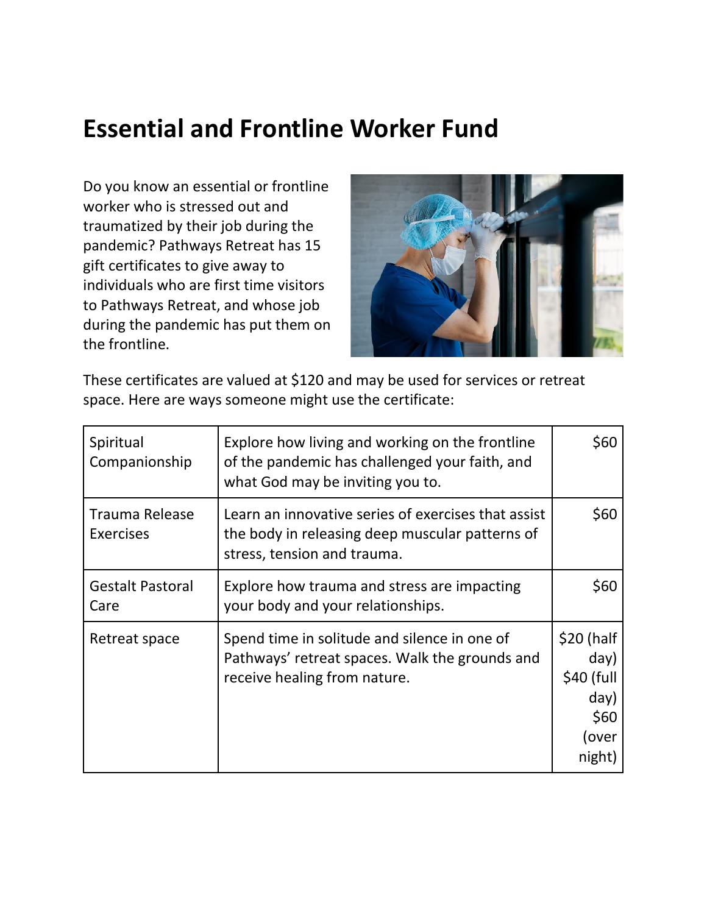# Essential and Frontline Worker Fund

Do you know an essential or frontline worker who is stressed out and traumatized by their job during the pandemic? Pathways Retreat has 15 gift certificates to give away to individuals who are first time visitors to Pathways Retreat, and whose job during the pandemic has put them on the frontline.

These certificates are valued at $120 and may be used for services or retreat space. Here are ways someone might use the certificate:

| | | |
|---|---|---|
| Spiritual Companionship | Explore how living and working on the frontline of the pandemic has challenged your faith, and what God may be inviting you to. | $60 |
| Trauma Release Exercises | Learn an innovative series of exercises that assist the body in releasing deep muscular patterns of stress, tension and trauma. | $60 |
| Gestalt Pastoral Care | Explore how trauma and stress are impacting your body and your relationships. | $60 |
| Retreat space | Spend time in solitude and silence in one of Pathways' retreat spaces. Walk the grounds and receive healing from nature. | $20 (half day) $40 (full day) $60 (over night) |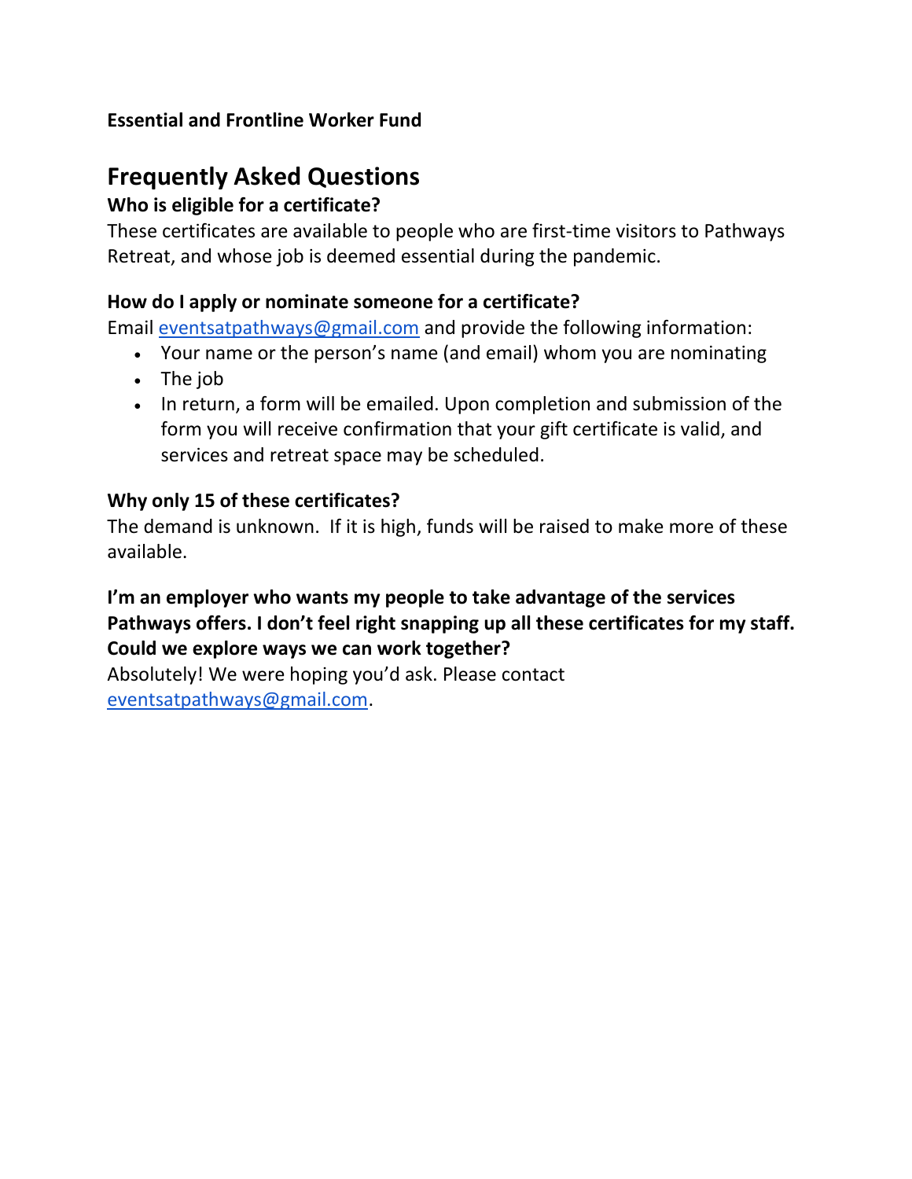**Essential and Frontline Worker Fund**

# Frequently Asked Questions

### Who is eligible for a certificate?

These certificates are available to people who are first-time visitors to Pathways Retreat, and whose job is deemed essential during the pandemic.

### How do I apply or nominate someone for a certificate?

Email eventsatpathways@gmail.com and provide the following information:

- Your name or the person's name (and email) whom you are nominating
- The job
- In return, a form will be emailed. Upon completion and submission of the form you will receive confirmation that your gift certificate is valid, and services and retreat space may be scheduled.

### Why only 15 of these certificates?

The demand is unknown. If it is high, funds will be raised to make more of these available.

### I'm an employer who wants my people to take advantage of the services Pathways offers. I don't feel right snapping up all these certificates for my staff. Could we explore ways we can work together?

Absolutely! We were hoping you'd ask. Please contact eventsatpathways@gmail.com.